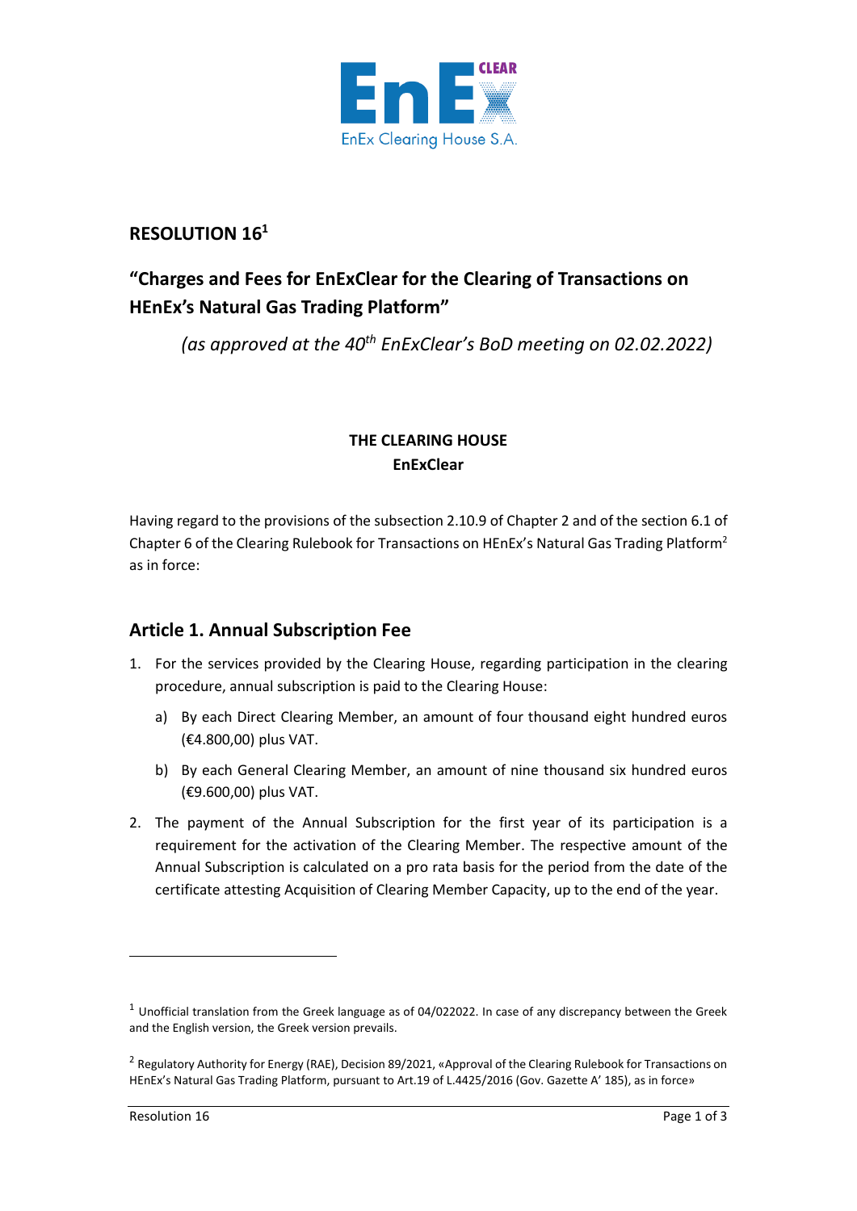EnEx CLEAR
EnEx Clearing House S.A.

# RESOLUTION 16[1]

## "Charges and Fees for EnExClear for the Clearing of Transactions on HEnEx's Natural Gas Trading Platform"

*(as approved at the 40th EnExClear's BoD meeting on 02.02.2022)*

**THE CLEARING HOUSE**
**EnExClear**

Having regard to the provisions of the subsection 2.10.9 of Chapter 2 and of the section 6.1 of Chapter 6 of the Clearing Rulebook for Transactions on HEnEx's Natural Gas Trading Platform[2] as in force:

## Article 1. Annual Subscription Fee

1. For the services provided by the Clearing House, regarding participation in the clearing procedure, annual subscription is paid to the Clearing House:
   a) By each Direct Clearing Member, an amount of four thousand eight hundred euros (€4.800,00) plus VAT.
   b) By each General Clearing Member, an amount of nine thousand six hundred euros (€9.600,00) plus VAT.
2. The payment of the Annual Subscription for the first year of its participation is a requirement for the activation of the Clearing Member. The respective amount of the Annual Subscription is calculated on a pro rata basis for the period from the date of the certificate attesting Acquisition of Clearing Member Capacity, up to the end of the year.

---

[1] Unofficial translation from the Greek language as of 04/022022. In case of any discrepancy between the Greek and the English version, the Greek version prevails.

[2] Regulatory Authority for Energy (RAE), Decision 89/2021, «Approval of the Clearing Rulebook for Transactions on HEnEx's Natural Gas Trading Platform, pursuant to Art.19 of L.4425/2016 (Gov. Gazette A' 185), as in force»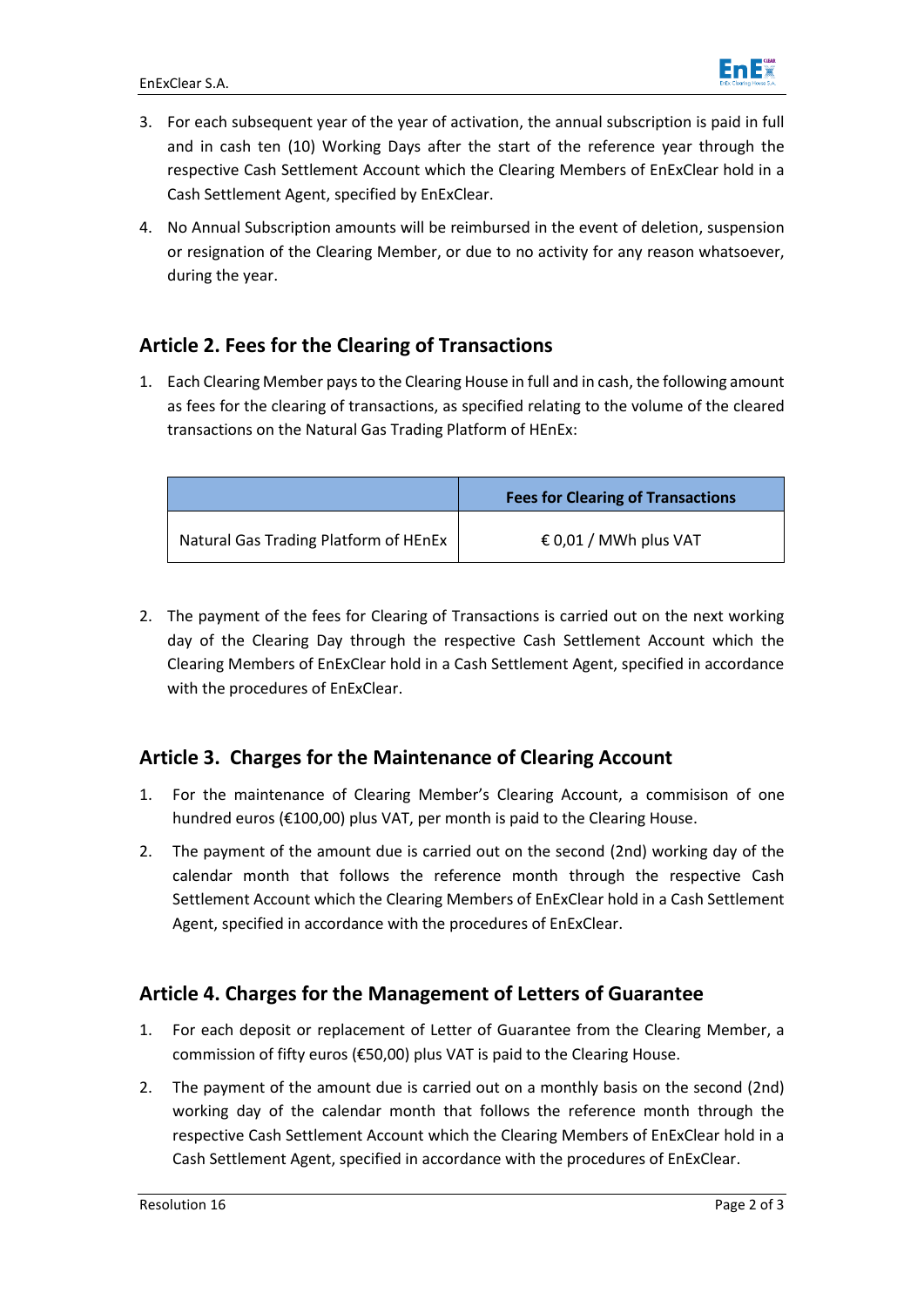3. For each subsequent year of the year of activation, the annual subscription is paid in full and in cash ten (10) Working Days after the start of the reference year through the respective Cash Settlement Account which the Clearing Members of EnExClear hold in a Cash Settlement Agent, specified by EnExClear.
4. No Annual Subscription amounts will be reimbursed in the event of deletion, suspension or resignation of the Clearing Member, or due to no activity for any reason whatsoever, during the year.

## Article 2. Fees for the Clearing of Transactions

1. Each Clearing Member pays to the Clearing House in full and in cash, the following amount as fees for the clearing of transactions, as specified relating to the volume of the cleared transactions on the Natural Gas Trading Platform of HEnEx:

| | Fees for Clearing of Transactions |
|---|---|
| Natural Gas Trading Platform of HEnEx | € 0,01 / MWh plus VAT |

2. The payment of the fees for Clearing of Transactions is carried out on the next working day of the Clearing Day through the respective Cash Settlement Account which the Clearing Members of EnExClear hold in a Cash Settlement Agent, specified in accordance with the procedures of EnExClear.

## Article 3. Charges for the Maintenance of Clearing Account

1. For the maintenance of Clearing Member's Clearing Account, a commisison of one hundred euros (€100,00) plus VAT, per month is paid to the Clearing House.
2. The payment of the amount due is carried out on the second (2nd) working day of the calendar month that follows the reference month through the respective Cash Settlement Account which the Clearing Members of EnExClear hold in a Cash Settlement Agent, specified in accordance with the procedures of EnExClear.

## Article 4. Charges for the Management of Letters of Guarantee

1. For each deposit or replacement of Letter of Guarantee from the Clearing Member, a commission of fifty euros (€50,00) plus VAT is paid to the Clearing House.
2. The payment of the amount due is carried out on a monthly basis on the second (2nd) working day of the calendar month that follows the reference month through the respective Cash Settlement Account which the Clearing Members of EnExClear hold in a Cash Settlement Agent, specified in accordance with the procedures of EnExClear.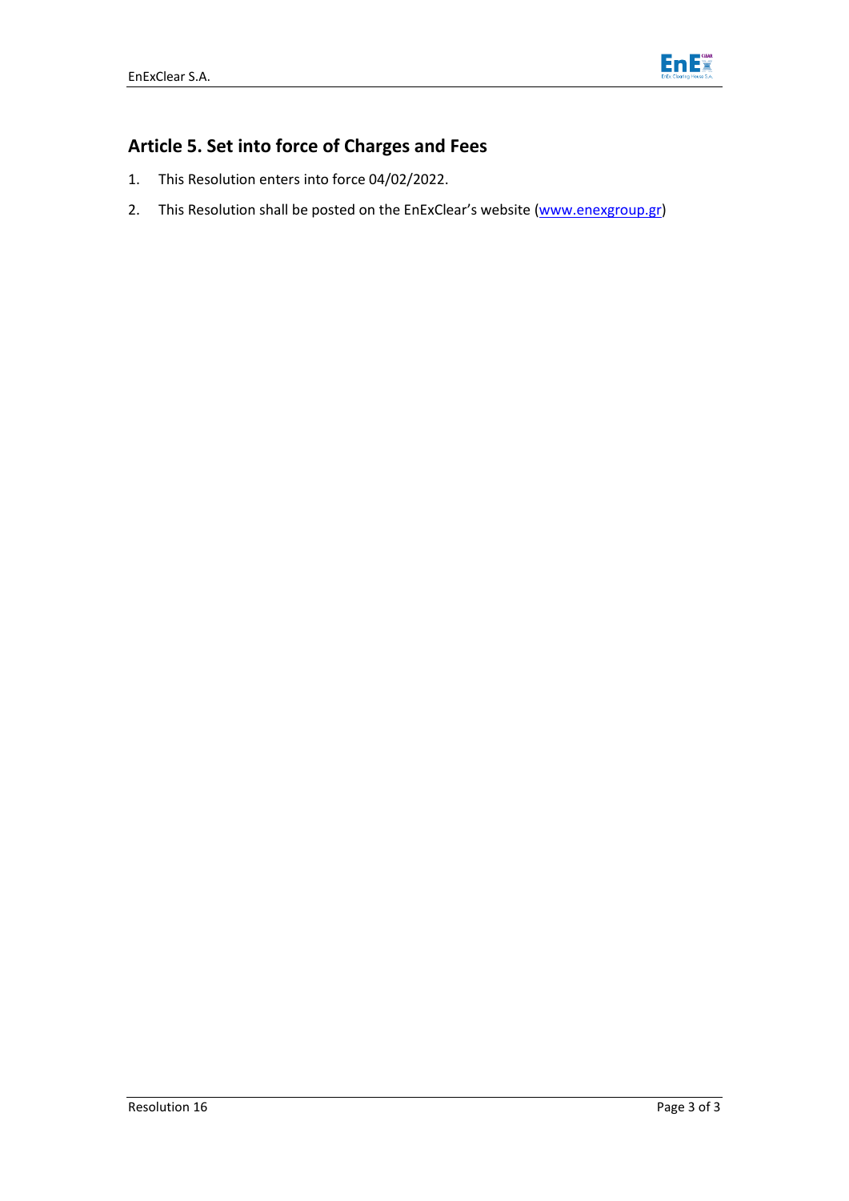## Article 5. Set into force of Charges and Fees

1. This Resolution enters into force 04/02/2022.
2. This Resolution shall be posted on the EnExClear's website (www.enexgroup.gr)